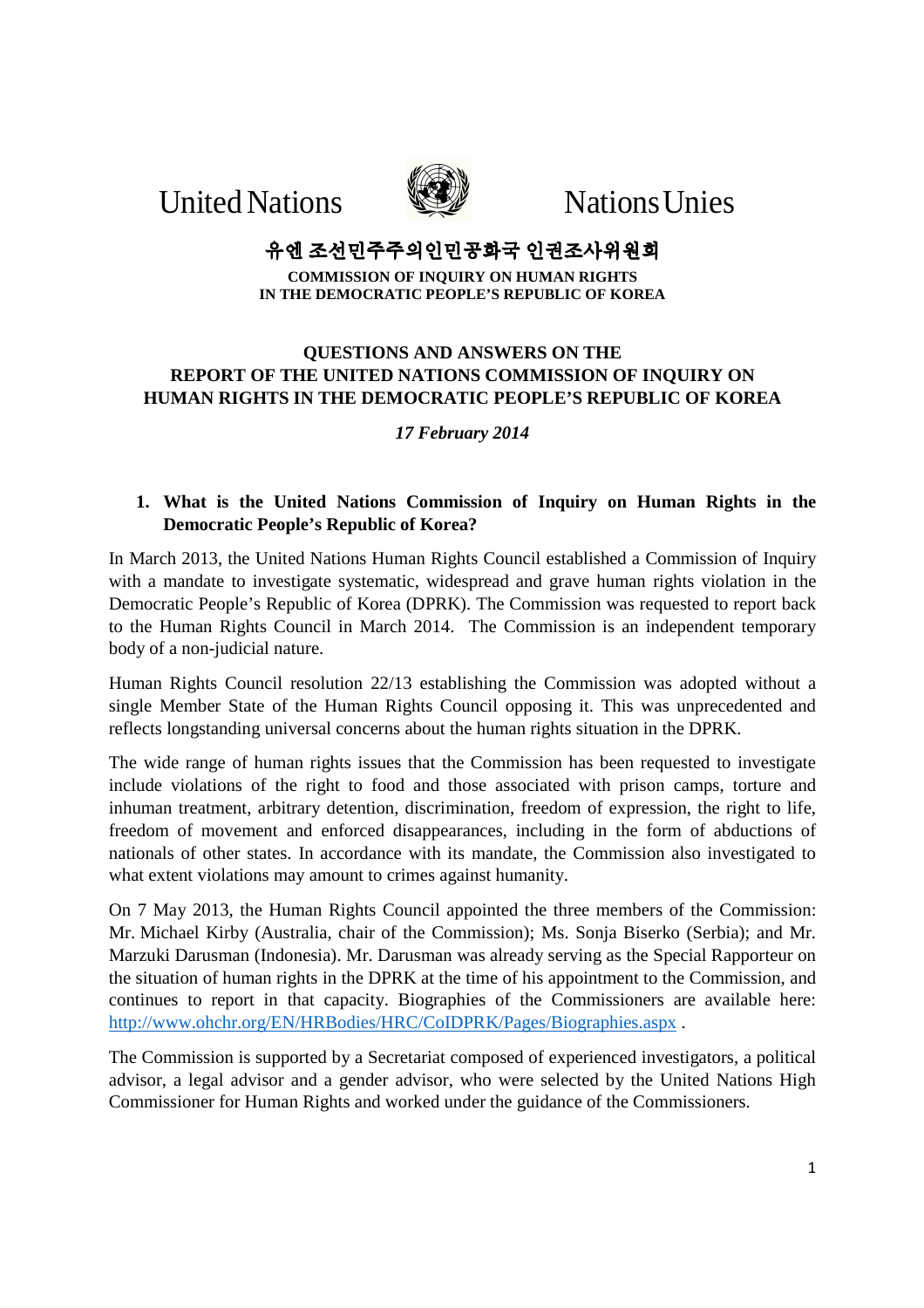United Nations Nations Unies

유엔 조선민주주의인민공화국 인권조사위원회

**COMMISSION OF INQUIRY ON HUMAN RIGHTS IN THE DEMOCRATIC PEOPLE'S REPUBLIC OF KOREA**

# QUESTIONS AND ANSWERS ON THE REPORT OF THE UNITED NATIONS COMMISSION OF INQUIRY ON HUMAN RIGHTS IN THE DEMOCRATIC PEOPLE'S REPUBLIC OF KOREA

***17 February 2014***

## 1. What is the United Nations Commission of Inquiry on Human Rights in the Democratic People's Republic of Korea?

In March 2013, the United Nations Human Rights Council established a Commission of Inquiry with a mandate to investigate systematic, widespread and grave human rights violation in the Democratic People's Republic of Korea (DPRK). The Commission was requested to report back to the Human Rights Council in March 2014. The Commission is an independent temporary body of a non-judicial nature.

Human Rights Council resolution 22/13 establishing the Commission was adopted without a single Member State of the Human Rights Council opposing it. This was unprecedented and reflects longstanding universal concerns about the human rights situation in the DPRK.

The wide range of human rights issues that the Commission has been requested to investigate include violations of the right to food and those associated with prison camps, torture and inhuman treatment, arbitrary detention, discrimination, freedom of expression, the right to life, freedom of movement and enforced disappearances, including in the form of abductions of nationals of other states. In accordance with its mandate, the Commission also investigated to what extent violations may amount to crimes against humanity.

On 7 May 2013, the Human Rights Council appointed the three members of the Commission: Mr. Michael Kirby (Australia, chair of the Commission); Ms. Sonja Biserko (Serbia); and Mr. Marzuki Darusman (Indonesia). Mr. Darusman was already serving as the Special Rapporteur on the situation of human rights in the DPRK at the time of his appointment to the Commission, and continues to report in that capacity. Biographies of the Commissioners are available here: http://www.ohchr.org/EN/HRBodies/HRC/CoIDPRK/Pages/Biographies.aspx .

The Commission is supported by a Secretariat composed of experienced investigators, a political advisor, a legal advisor and a gender advisor, who were selected by the United Nations High Commissioner for Human Rights and worked under the guidance of the Commissioners.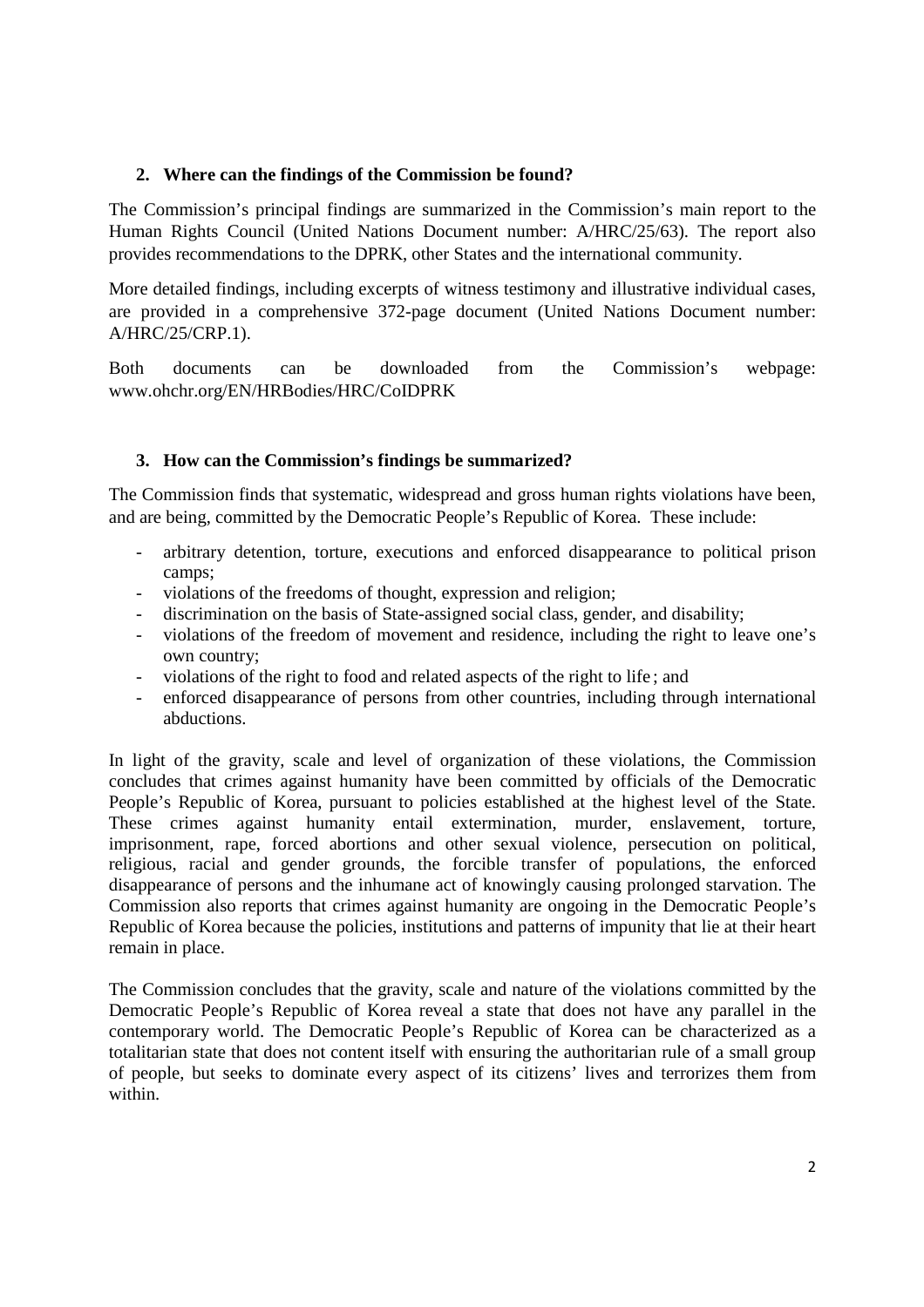## 2. Where can the findings of the Commission be found?

The Commission's principal findings are summarized in the Commission's main report to the Human Rights Council (United Nations Document number: A/HRC/25/63). The report also provides recommendations to the DPRK, other States and the international community.

More detailed findings, including excerpts of witness testimony and illustrative individual cases, are provided in a comprehensive 372-page document (United Nations Document number: A/HRC/25/CRP.1).

Both documents can be downloaded from the Commission's webpage: www.ohchr.org/EN/HRBodies/HRC/CoIDPRK

## 3. How can the Commission's findings be summarized?

The Commission finds that systematic, widespread and gross human rights violations have been, and are being, committed by the Democratic People's Republic of Korea. These include:

- arbitrary detention, torture, executions and enforced disappearance to political prison camps;
- violations of the freedoms of thought, expression and religion;
- discrimination on the basis of State-assigned social class, gender, and disability;
- violations of the freedom of movement and residence, including the right to leave one's own country;
- violations of the right to food and related aspects of the right to life ; and
- enforced disappearance of persons from other countries, including through international abductions.

In light of the gravity, scale and level of organization of these violations, the Commission concludes that crimes against humanity have been committed by officials of the Democratic People's Republic of Korea, pursuant to policies established at the highest level of the State. These crimes against humanity entail extermination, murder, enslavement, torture, imprisonment, rape, forced abortions and other sexual violence, persecution on political, religious, racial and gender grounds, the forcible transfer of populations, the enforced disappearance of persons and the inhumane act of knowingly causing prolonged starvation. The Commission also reports that crimes against humanity are ongoing in the Democratic People's Republic of Korea because the policies, institutions and patterns of impunity that lie at their heart remain in place.

The Commission concludes that the gravity, scale and nature of the violations committed by the Democratic People's Republic of Korea reveal a state that does not have any parallel in the contemporary world. The Democratic People's Republic of Korea can be characterized as a totalitarian state that does not content itself with ensuring the authoritarian rule of a small group of people, but seeks to dominate every aspect of its citizens' lives and terrorizes them from within.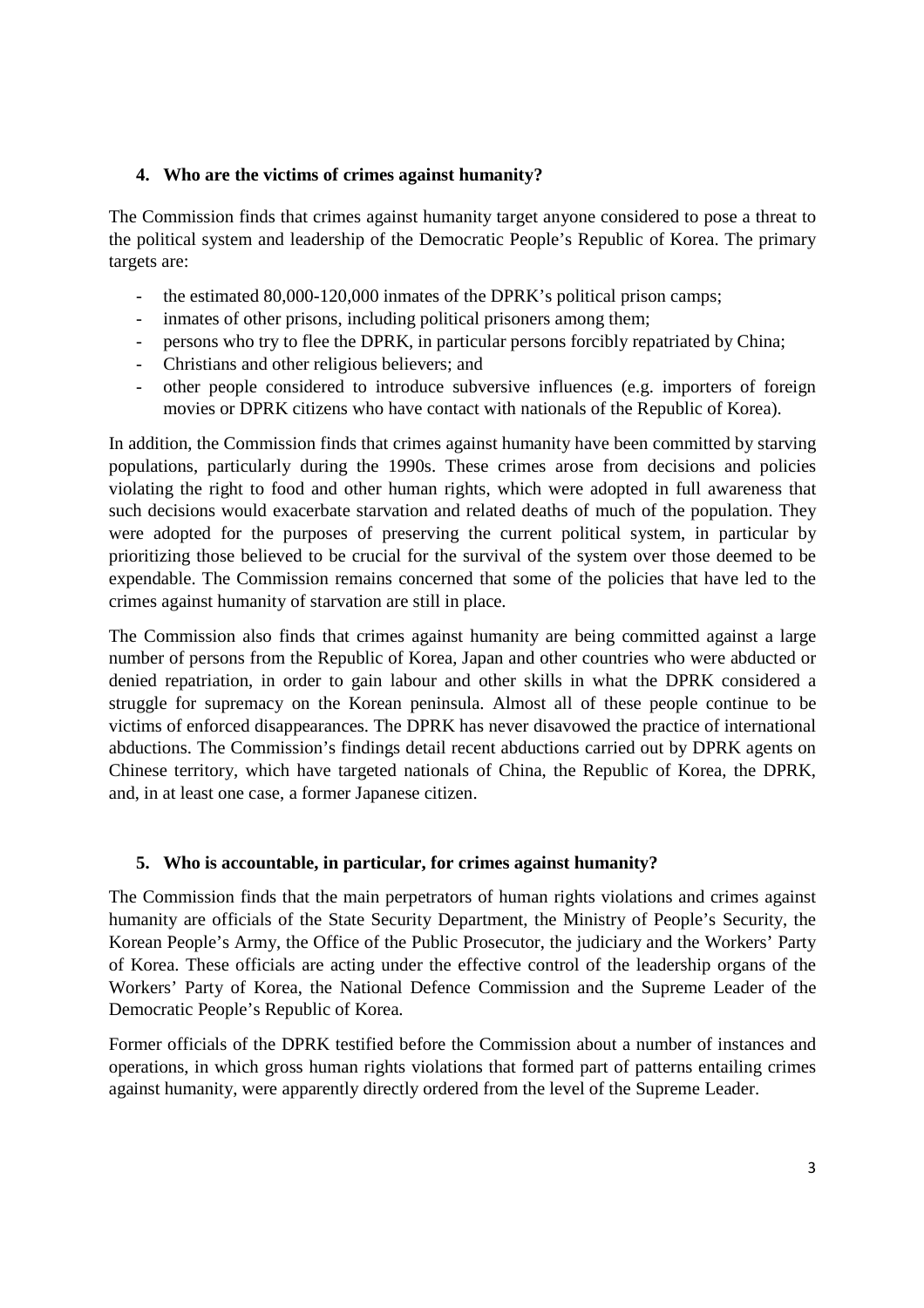### 4. Who are the victims of crimes against humanity?

The Commission finds that crimes against humanity target anyone considered to pose a threat to the political system and leadership of the Democratic People's Republic of Korea. The primary targets are:

- the estimated 80,000-120,000 inmates of the DPRK's political prison camps;
- inmates of other prisons, including political prisoners among them;
- persons who try to flee the DPRK, in particular persons forcibly repatriated by China;
- Christians and other religious believers; and
- other people considered to introduce subversive influences (e.g. importers of foreign movies or DPRK citizens who have contact with nationals of the Republic of Korea).

In addition, the Commission finds that crimes against humanity have been committed by starving populations, particularly during the 1990s. These crimes arose from decisions and policies violating the right to food and other human rights, which were adopted in full awareness that such decisions would exacerbate starvation and related deaths of much of the population. They were adopted for the purposes of preserving the current political system, in particular by prioritizing those believed to be crucial for the survival of the system over those deemed to be expendable. The Commission remains concerned that some of the policies that have led to the crimes against humanity of starvation are still in place.

The Commission also finds that crimes against humanity are being committed against a large number of persons from the Republic of Korea, Japan and other countries who were abducted or denied repatriation, in order to gain labour and other skills in what the DPRK considered a struggle for supremacy on the Korean peninsula. Almost all of these people continue to be victims of enforced disappearances. The DPRK has never disavowed the practice of international abductions. The Commission's findings detail recent abductions carried out by DPRK agents on Chinese territory, which have targeted nationals of China, the Republic of Korea, the DPRK, and, in at least one case, a former Japanese citizen.

### 5. Who is accountable, in particular, for crimes against humanity?

The Commission finds that the main perpetrators of human rights violations and crimes against humanity are officials of the State Security Department, the Ministry of People's Security, the Korean People's Army, the Office of the Public Prosecutor, the judiciary and the Workers' Party of Korea. These officials are acting under the effective control of the leadership organs of the Workers' Party of Korea, the National Defence Commission and the Supreme Leader of the Democratic People's Republic of Korea.

Former officials of the DPRK testified before the Commission about a number of instances and operations, in which gross human rights violations that formed part of patterns entailing crimes against humanity, were apparently directly ordered from the level of the Supreme Leader.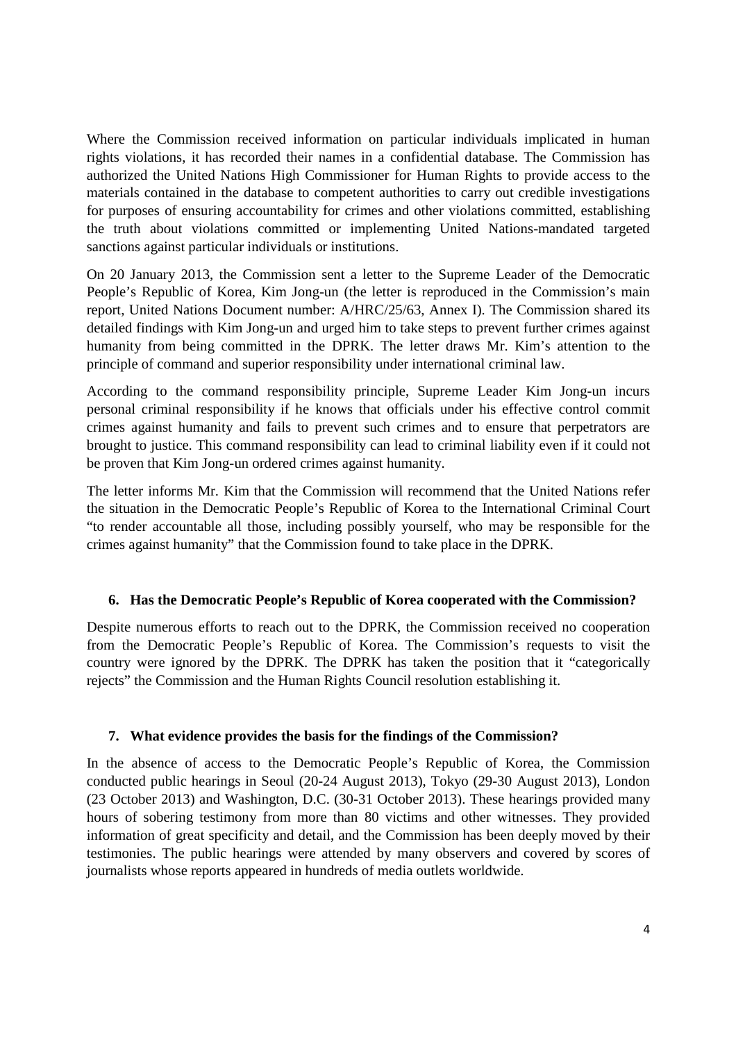Where the Commission received information on particular individuals implicated in human rights violations, it has recorded their names in a confidential database. The Commission has authorized the United Nations High Commissioner for Human Rights to provide access to the materials contained in the database to competent authorities to carry out credible investigations for purposes of ensuring accountability for crimes and other violations committed, establishing the truth about violations committed or implementing United Nations-mandated targeted sanctions against particular individuals or institutions.

On 20 January 2013, the Commission sent a letter to the Supreme Leader of the Democratic People's Republic of Korea, Kim Jong-un (the letter is reproduced in the Commission's main report, United Nations Document number: A/HRC/25/63, Annex I). The Commission shared its detailed findings with Kim Jong-un and urged him to take steps to prevent further crimes against humanity from being committed in the DPRK. The letter draws Mr. Kim's attention to the principle of command and superior responsibility under international criminal law.

According to the command responsibility principle, Supreme Leader Kim Jong-un incurs personal criminal responsibility if he knows that officials under his effective control commit crimes against humanity and fails to prevent such crimes and to ensure that perpetrators are brought to justice. This command responsibility can lead to criminal liability even if it could not be proven that Kim Jong-un ordered crimes against humanity.

The letter informs Mr. Kim that the Commission will recommend that the United Nations refer the situation in the Democratic People's Republic of Korea to the International Criminal Court "to render accountable all those, including possibly yourself, who may be responsible for the crimes against humanity" that the Commission found to take place in the DPRK.

### 6. Has the Democratic People's Republic of Korea cooperated with the Commission?

Despite numerous efforts to reach out to the DPRK, the Commission received no cooperation from the Democratic People's Republic of Korea. The Commission's requests to visit the country were ignored by the DPRK. The DPRK has taken the position that it "categorically rejects" the Commission and the Human Rights Council resolution establishing it.

### 7. What evidence provides the basis for the findings of the Commission?

In the absence of access to the Democratic People's Republic of Korea, the Commission conducted public hearings in Seoul (20-24 August 2013), Tokyo (29-30 August 2013), London (23 October 2013) and Washington, D.C. (30-31 October 2013). These hearings provided many hours of sobering testimony from more than 80 victims and other witnesses. They provided information of great specificity and detail, and the Commission has been deeply moved by their testimonies. The public hearings were attended by many observers and covered by scores of journalists whose reports appeared in hundreds of media outlets worldwide.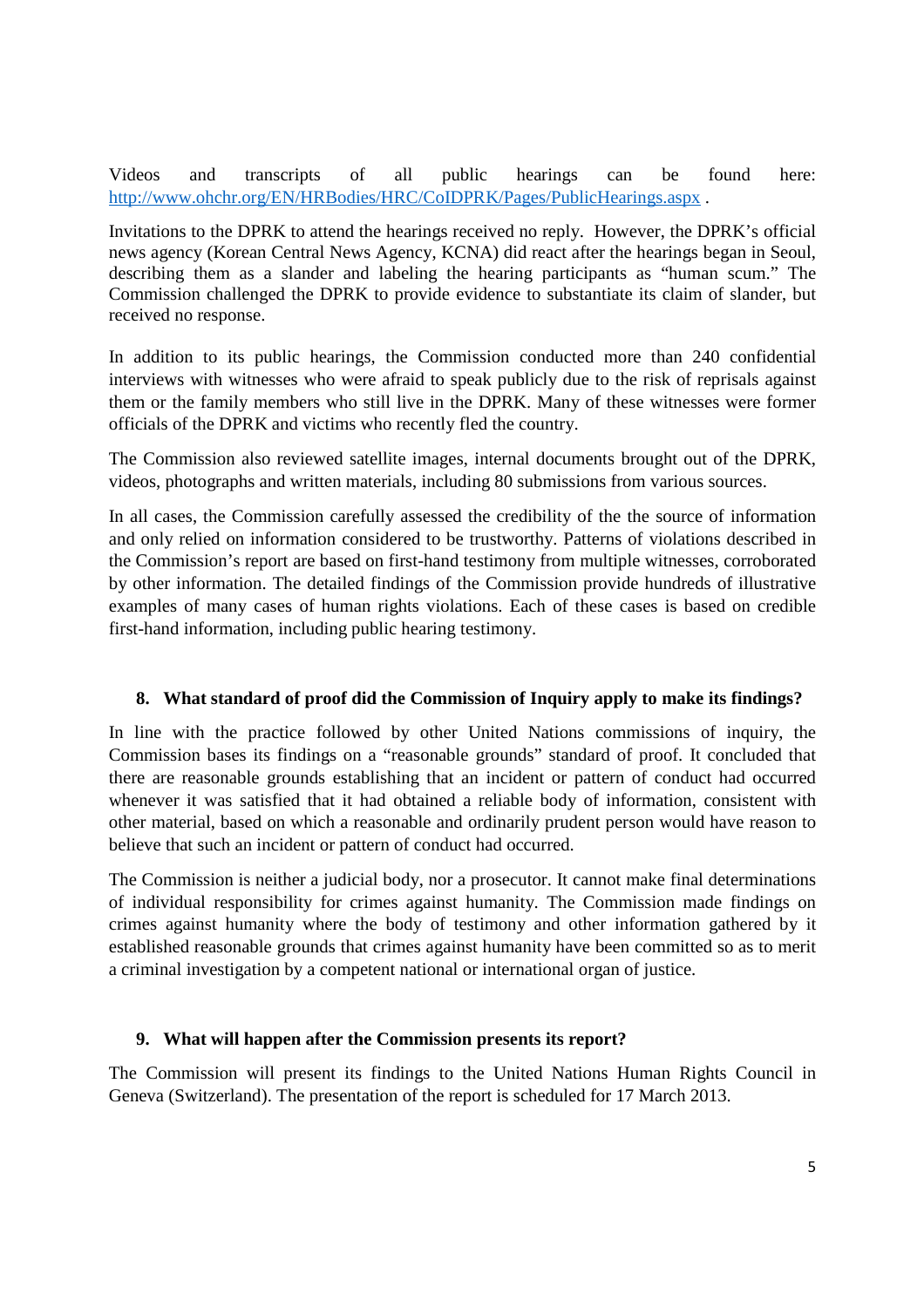Videos and transcripts of all public hearings can be found here: http://www.ohchr.org/EN/HRBodies/HRC/CoIDPRK/Pages/PublicHearings.aspx .

Invitations to the DPRK to attend the hearings received no reply. However, the DPRK's official news agency (Korean Central News Agency, KCNA) did react after the hearings began in Seoul, describing them as a slander and labeling the hearing participants as "human scum." The Commission challenged the DPRK to provide evidence to substantiate its claim of slander, but received no response.

In addition to its public hearings, the Commission conducted more than 240 confidential interviews with witnesses who were afraid to speak publicly due to the risk of reprisals against them or the family members who still live in the DPRK. Many of these witnesses were former officials of the DPRK and victims who recently fled the country.

The Commission also reviewed satellite images, internal documents brought out of the DPRK, videos, photographs and written materials, including 80 submissions from various sources.

In all cases, the Commission carefully assessed the credibility of the the source of information and only relied on information considered to be trustworthy. Patterns of violations described in the Commission's report are based on first-hand testimony from multiple witnesses, corroborated by other information. The detailed findings of the Commission provide hundreds of illustrative examples of many cases of human rights violations. Each of these cases is based on credible first-hand information, including public hearing testimony.

### 8. What standard of proof did the Commission of Inquiry apply to make its findings?

In line with the practice followed by other United Nations commissions of inquiry, the Commission bases its findings on a "reasonable grounds" standard of proof. It concluded that there are reasonable grounds establishing that an incident or pattern of conduct had occurred whenever it was satisfied that it had obtained a reliable body of information, consistent with other material, based on which a reasonable and ordinarily prudent person would have reason to believe that such an incident or pattern of conduct had occurred.

The Commission is neither a judicial body, nor a prosecutor. It cannot make final determinations of individual responsibility for crimes against humanity. The Commission made findings on crimes against humanity where the body of testimony and other information gathered by it established reasonable grounds that crimes against humanity have been committed so as to merit a criminal investigation by a competent national or international organ of justice.

### 9. What will happen after the Commission presents its report?

The Commission will present its findings to the United Nations Human Rights Council in Geneva (Switzerland). The presentation of the report is scheduled for 17 March 2013.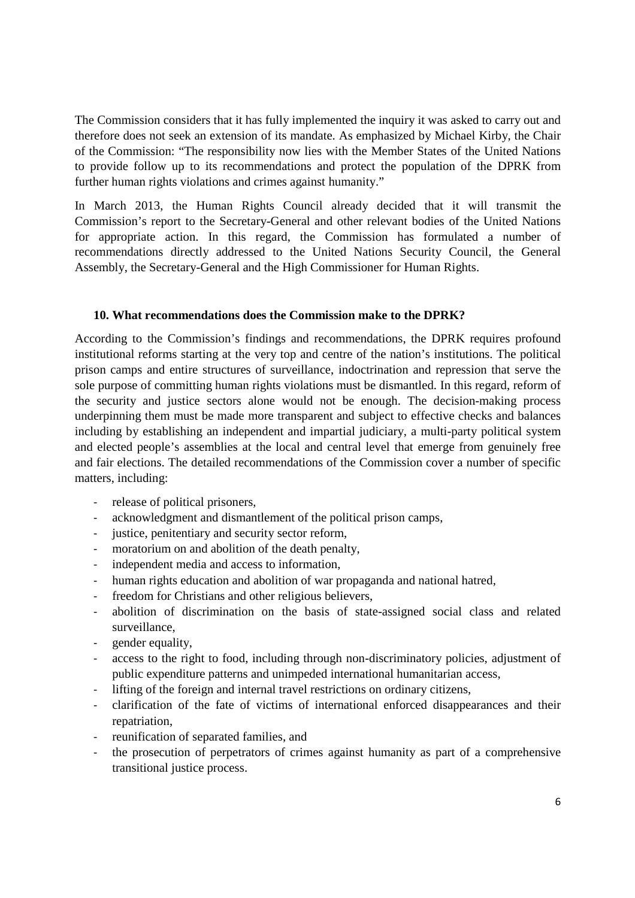The Commission considers that it has fully implemented the inquiry it was asked to carry out and therefore does not seek an extension of its mandate. As emphasized by Michael Kirby, the Chair of the Commission: "The responsibility now lies with the Member States of the United Nations to provide follow up to its recommendations and protect the population of the DPRK from further human rights violations and crimes against humanity."

In March 2013, the Human Rights Council already decided that it will transmit the Commission's report to the Secretary-General and other relevant bodies of the United Nations for appropriate action. In this regard, the Commission has formulated a number of recommendations directly addressed to the United Nations Security Council, the General Assembly, the Secretary-General and the High Commissioner for Human Rights.

### 10. What recommendations does the Commission make to the DPRK?

According to the Commission's findings and recommendations, the DPRK requires profound institutional reforms starting at the very top and centre of the nation's institutions. The political prison camps and entire structures of surveillance, indoctrination and repression that serve the sole purpose of committing human rights violations must be dismantled. In this regard, reform of the security and justice sectors alone would not be enough. The decision-making process underpinning them must be made more transparent and subject to effective checks and balances including by establishing an independent and impartial judiciary, a multi-party political system and elected people's assemblies at the local and central level that emerge from genuinely free and fair elections. The detailed recommendations of the Commission cover a number of specific matters, including:

- release of political prisoners,
- acknowledgment and dismantlement of the political prison camps,
- justice, penitentiary and security sector reform,
- moratorium on and abolition of the death penalty,
- independent media and access to information,
- human rights education and abolition of war propaganda and national hatred,
- freedom for Christians and other religious believers,
- abolition of discrimination on the basis of state-assigned social class and related surveillance,
- gender equality,
- access to the right to food, including through non-discriminatory policies, adjustment of public expenditure patterns and unimpeded international humanitarian access,
- lifting of the foreign and internal travel restrictions on ordinary citizens,
- clarification of the fate of victims of international enforced disappearances and their repatriation,
- reunification of separated families, and
- the prosecution of perpetrators of crimes against humanity as part of a comprehensive transitional justice process.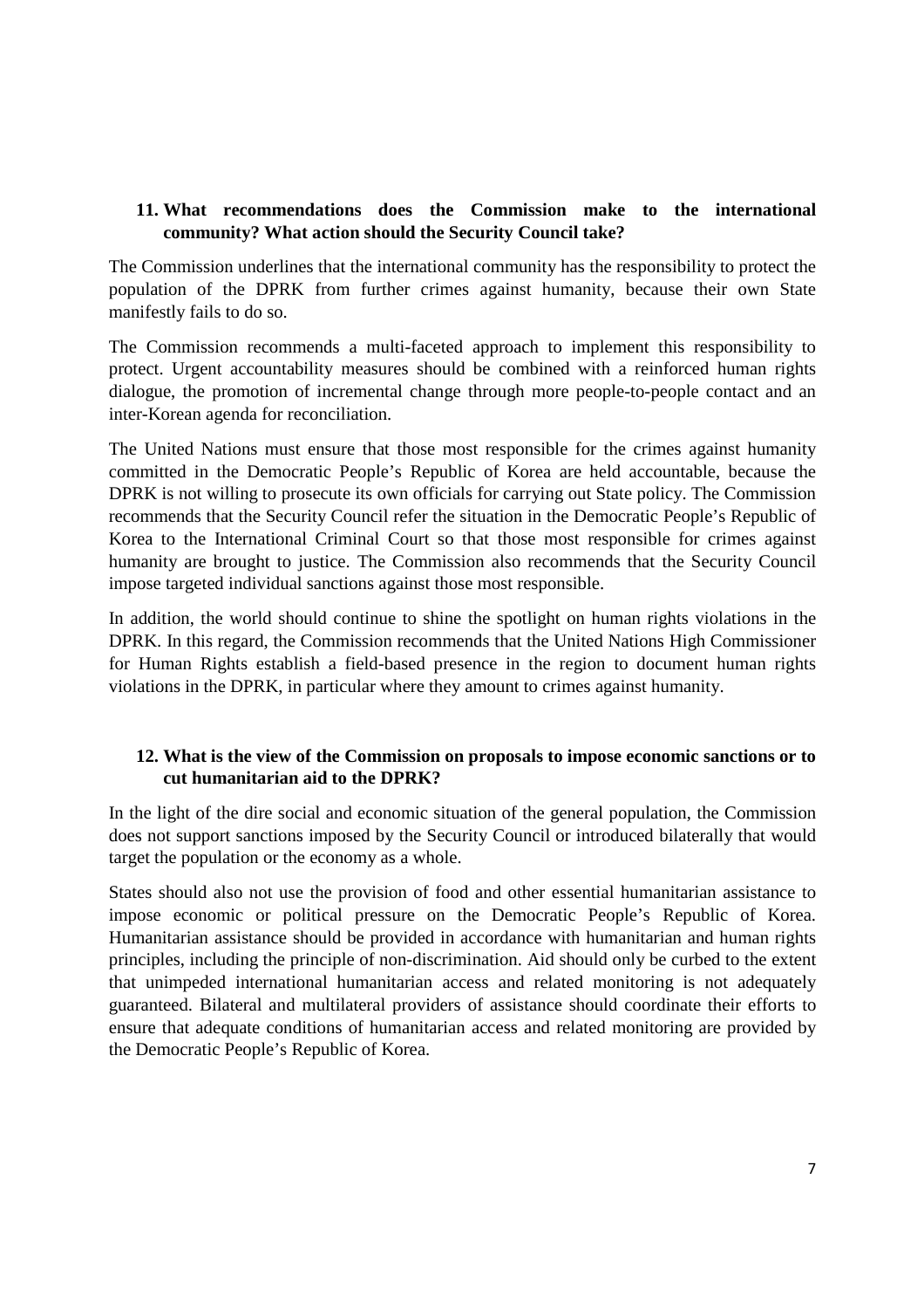### 11. What recommendations does the Commission make to the international community? What action should the Security Council take?

The Commission underlines that the international community has the responsibility to protect the population of the DPRK from further crimes against humanity, because their own State manifestly fails to do so.

The Commission recommends a multi-faceted approach to implement this responsibility to protect. Urgent accountability measures should be combined with a reinforced human rights dialogue, the promotion of incremental change through more people-to-people contact and an inter-Korean agenda for reconciliation.

The United Nations must ensure that those most responsible for the crimes against humanity committed in the Democratic People's Republic of Korea are held accountable, because the DPRK is not willing to prosecute its own officials for carrying out State policy. The Commission recommends that the Security Council refer the situation in the Democratic People's Republic of Korea to the International Criminal Court so that those most responsible for crimes against humanity are brought to justice. The Commission also recommends that the Security Council impose targeted individual sanctions against those most responsible.

In addition, the world should continue to shine the spotlight on human rights violations in the DPRK. In this regard, the Commission recommends that the United Nations High Commissioner for Human Rights establish a field-based presence in the region to document human rights violations in the DPRK, in particular where they amount to crimes against humanity.

### 12. What is the view of the Commission on proposals to impose economic sanctions or to cut humanitarian aid to the DPRK?

In the light of the dire social and economic situation of the general population, the Commission does not support sanctions imposed by the Security Council or introduced bilaterally that would target the population or the economy as a whole.

States should also not use the provision of food and other essential humanitarian assistance to impose economic or political pressure on the Democratic People's Republic of Korea. Humanitarian assistance should be provided in accordance with humanitarian and human rights principles, including the principle of non-discrimination. Aid should only be curbed to the extent that unimpeded international humanitarian access and related monitoring is not adequately guaranteed. Bilateral and multilateral providers of assistance should coordinate their efforts to ensure that adequate conditions of humanitarian access and related monitoring are provided by the Democratic People's Republic of Korea.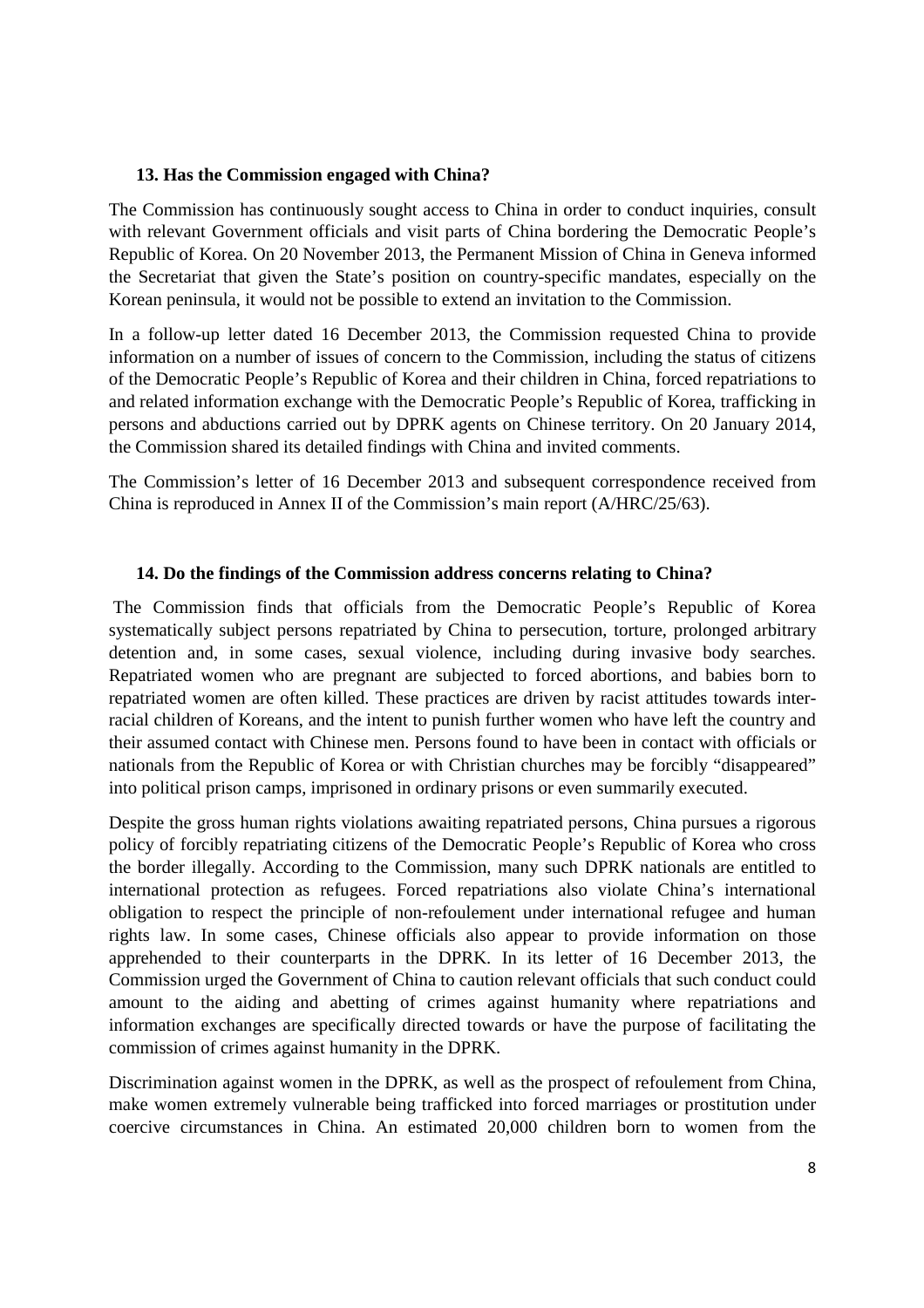**13. Has the Commission engaged with China?**

The Commission has continuously sought access to China in order to conduct inquiries, consult with relevant Government officials and visit parts of China bordering the Democratic People's Republic of Korea. On 20 November 2013, the Permanent Mission of China in Geneva informed the Secretariat that given the State's position on country-specific mandates, especially on the Korean peninsula, it would not be possible to extend an invitation to the Commission.

In a follow-up letter dated 16 December 2013, the Commission requested China to provide information on a number of issues of concern to the Commission, including the status of citizens of the Democratic People's Republic of Korea and their children in China, forced repatriations to and related information exchange with the Democratic People's Republic of Korea, trafficking in persons and abductions carried out by DPRK agents on Chinese territory. On 20 January 2014, the Commission shared its detailed findings with China and invited comments.

The Commission's letter of 16 December 2013 and subsequent correspondence received from China is reproduced in Annex II of the Commission's main report (A/HRC/25/63).

**14. Do the findings of the Commission address concerns relating to China?**

The Commission finds that officials from the Democratic People's Republic of Korea systematically subject persons repatriated by China to persecution, torture, prolonged arbitrary detention and, in some cases, sexual violence, including during invasive body searches. Repatriated women who are pregnant are subjected to forced abortions, and babies born to repatriated women are often killed. These practices are driven by racist attitudes towards inter-racial children of Koreans, and the intent to punish further women who have left the country and their assumed contact with Chinese men. Persons found to have been in contact with officials or nationals from the Republic of Korea or with Christian churches may be forcibly "disappeared" into political prison camps, imprisoned in ordinary prisons or even summarily executed.

Despite the gross human rights violations awaiting repatriated persons, China pursues a rigorous policy of forcibly repatriating citizens of the Democratic People's Republic of Korea who cross the border illegally. According to the Commission, many such DPRK nationals are entitled to international protection as refugees. Forced repatriations also violate China's international obligation to respect the principle of non-refoulement under international refugee and human rights law. In some cases, Chinese officials also appear to provide information on those apprehended to their counterparts in the DPRK. In its letter of 16 December 2013, the Commission urged the Government of China to caution relevant officials that such conduct could amount to the aiding and abetting of crimes against humanity where repatriations and information exchanges are specifically directed towards or have the purpose of facilitating the commission of crimes against humanity in the DPRK.

Discrimination against women in the DPRK, as well as the prospect of refoulement from China, make women extremely vulnerable being trafficked into forced marriages or prostitution under coercive circumstances in China. An estimated 20,000 children born to women from the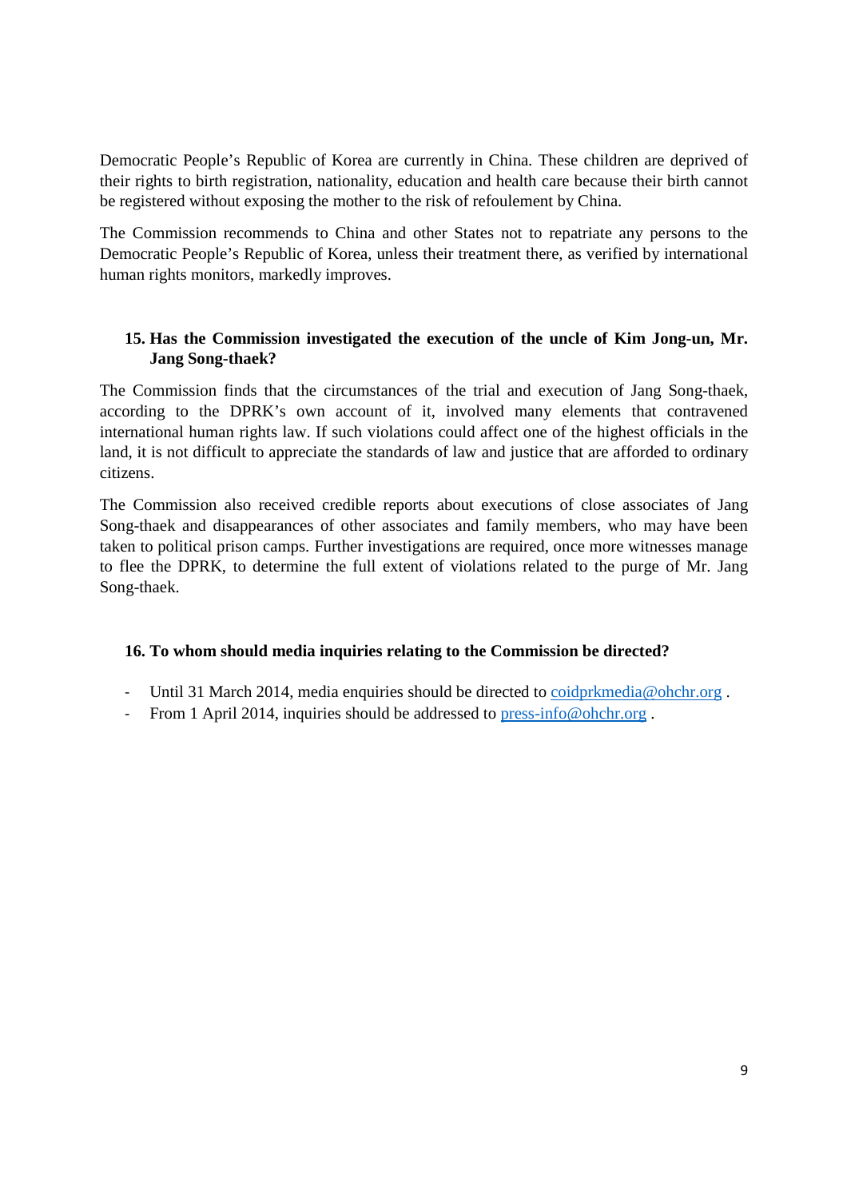Democratic People's Republic of Korea are currently in China. These children are deprived of their rights to birth registration, nationality, education and health care because their birth cannot be registered without exposing the mother to the risk of refoulement by China.

The Commission recommends to China and other States not to repatriate any persons to the Democratic People's Republic of Korea, unless their treatment there, as verified by international human rights monitors, markedly improves.

### 15. Has the Commission investigated the execution of the uncle of Kim Jong-un, Mr. Jang Song-thaek?

The Commission finds that the circumstances of the trial and execution of Jang Song-thaek, according to the DPRK's own account of it, involved many elements that contravened international human rights law. If such violations could affect one of the highest officials in the land, it is not difficult to appreciate the standards of law and justice that are afforded to ordinary citizens.

The Commission also received credible reports about executions of close associates of Jang Song-thaek and disappearances of other associates and family members, who may have been taken to political prison camps. Further investigations are required, once more witnesses manage to flee the DPRK, to determine the full extent of violations related to the purge of Mr. Jang Song-thaek.

### 16. To whom should media inquiries relating to the Commission be directed?

- Until 31 March 2014, media enquiries should be directed to coidprkmedia@ohchr.org .
- From 1 April 2014, inquiries should be addressed to press-info@ohchr.org .